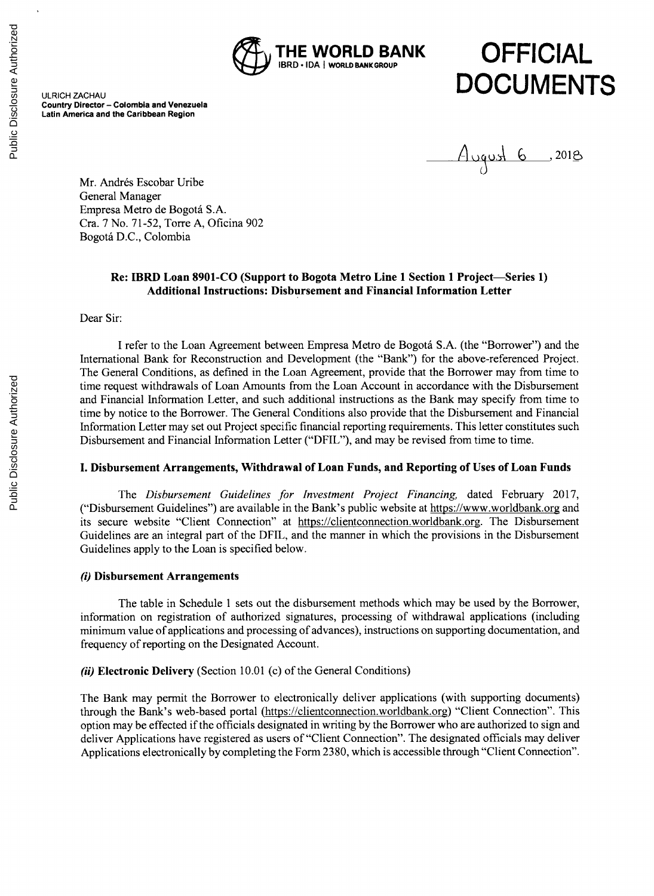THE WORLD BANK
IBRD • IDA | WORLD BANK GROUP

**OFFICIAL DOCUMENTS**

ULRICH ZACHAU
**Country Director – Colombia and Venezuela**
**Latin America and the Caribbean Region**

August 6, 2018

Mr. Andrés Escobar Uribe
General Manager
Empresa Metro de Bogotá S.A.
Cra. 7 No. 71-52, Torre A, Oficina 902
Bogotá D.C., Colombia

**Re: IBRD Loan 8901-CO (Support to Bogota Metro Line 1 Section 1 Project—Series 1)**
**Additional Instructions: Disbursement and Financial Information Letter**

Dear Sir:

I refer to the Loan Agreement between Empresa Metro de Bogotá S.A. (the "Borrower") and the International Bank for Reconstruction and Development (the "Bank") for the above-referenced Project. The General Conditions, as defined in the Loan Agreement, provide that the Borrower may from time to time request withdrawals of Loan Amounts from the Loan Account in accordance with the Disbursement and Financial Information Letter, and such additional instructions as the Bank may specify from time to time by notice to the Borrower. The General Conditions also provide that the Disbursement and Financial Information Letter may set out Project specific financial reporting requirements. This letter constitutes such Disbursement and Financial Information Letter ("DFIL"), and may be revised from time to time.

## I. Disbursement Arrangements, Withdrawal of Loan Funds, and Reporting of Uses of Loan Funds

The *Disbursement Guidelines for Investment Project Financing,* dated February 2017, ("Disbursement Guidelines") are available in the Bank's public website at https://www.worldbank.org and its secure website "Client Connection" at https://clientconnection.worldbank.org. The Disbursement Guidelines are an integral part of the DFIL, and the manner in which the provisions in the Disbursement Guidelines apply to the Loan is specified below.

### *(i)* Disbursement Arrangements

The table in Schedule 1 sets out the disbursement methods which may be used by the Borrower, information on registration of authorized signatures, processing of withdrawal applications (including minimum value of applications and processing of advances), instructions on supporting documentation, and frequency of reporting on the Designated Account.

### *(ii)* Electronic Delivery (Section 10.01 (c) of the General Conditions)

The Bank may permit the Borrower to electronically deliver applications (with supporting documents) through the Bank's web-based portal (https://clientconnection.worldbank.org) "Client Connection". This option may be effected if the officials designated in writing by the Borrower who are authorized to sign and deliver Applications have registered as users of "Client Connection". The designated officials may deliver Applications electronically by completing the Form 2380, which is accessible through "Client Connection".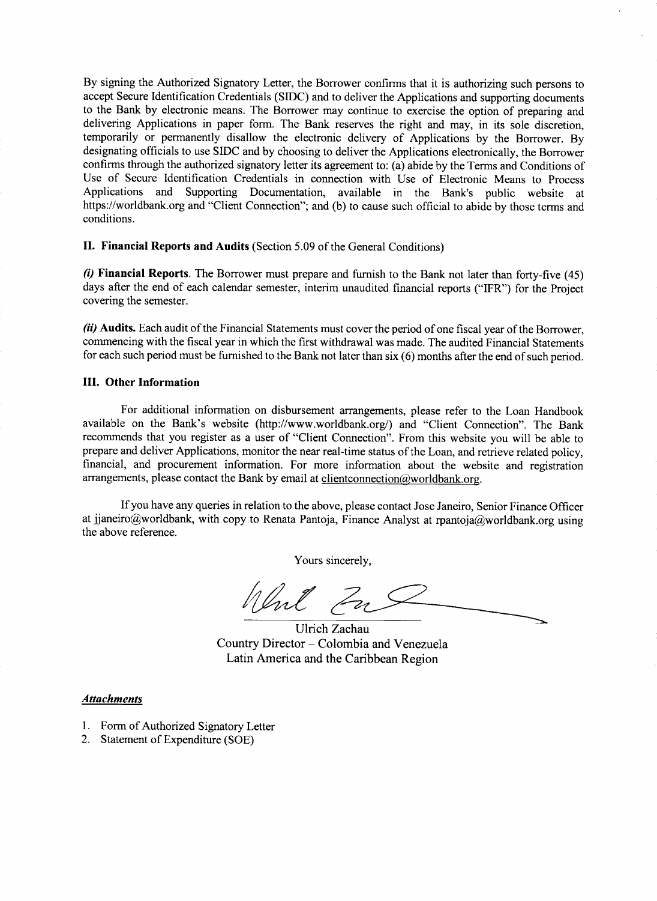By signing the Authorized Signatory Letter, the Borrower confirms that it is authorizing such persons to accept Secure Identification Credentials (SIDC) and to deliver the Applications and supporting documents to the Bank by electronic means. The Borrower may continue to exercise the option of preparing and delivering Applications in paper form. The Bank reserves the right and may, in its sole discretion, temporarily or permanently disallow the electronic delivery of Applications by the Borrower. By designating officials to use SIDC and by choosing to deliver the Applications electronically, the Borrower confirms through the authorized signatory letter its agreement to: (a) abide by the Terms and Conditions of Use of Secure Identification Credentials in connection with Use of Electronic Means to Process Applications and Supporting Documentation, available in the Bank's public website at https://worldbank.org and "Client Connection"; and (b) to cause such official to abide by those terms and conditions.

**II. Financial Reports and Audits** (Section 5.09 of the General Conditions)

***(i)* Financial Reports**. The Borrower must prepare and furnish to the Bank not later than forty-five (45) days after the end of each calendar semester, interim unaudited financial reports ("IFR") for the Project covering the semester.

***(ii)* Audits.** Each audit of the Financial Statements must cover the period of one fiscal year of the Borrower, commencing with the fiscal year in which the first withdrawal was made. The audited Financial Statements for each such period must be furnished to the Bank not later than six (6) months after the end of such period.

**III. Other Information**

For additional information on disbursement arrangements, please refer to the Loan Handbook available on the Bank's website (http://www.worldbank.org/) and "Client Connection". The Bank recommends that you register as a user of "Client Connection". From this website you will be able to prepare and deliver Applications, monitor the near real-time status of the Loan, and retrieve related policy, financial, and procurement information. For more information about the website and registration arrangements, please contact the Bank by email at clientconnection@worldbank.org.

If you have any queries in relation to the above, please contact Jose Janeiro, Senior Finance Officer at jjaneiro@worldbank, with copy to Renata Pantoja, Finance Analyst at rpantoja@worldbank.org using the above reference.

Yours sincerely,

Ulrich Zachau
Country Director – Colombia and Venezuela
Latin America and the Caribbean Region

***Attachments***

1. Form of Authorized Signatory Letter
2. Statement of Expenditure (SOE)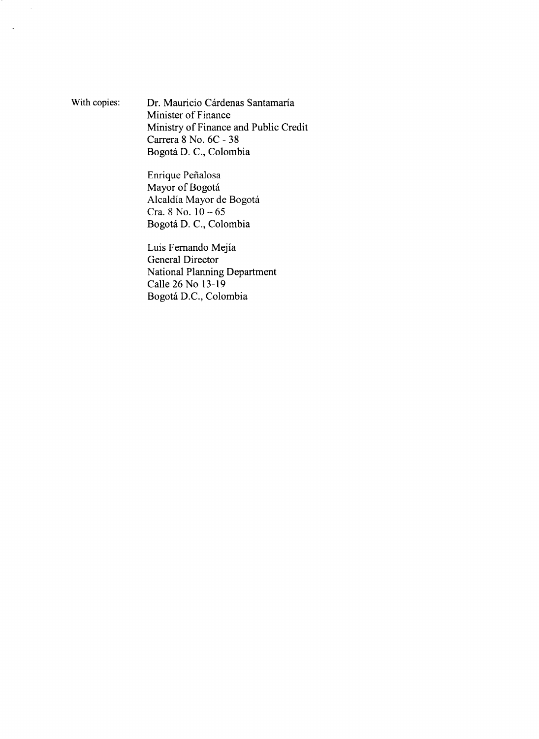With copies:

Dr. Mauricio Cárdenas Santamaría
Minister of Finance
Ministry of Finance and Public Credit
Carrera 8 No. 6C - 38
Bogotá D. C., Colombia

Enrique Peñalosa
Mayor of Bogotá
Alcaldía Mayor de Bogotá
Cra. 8 No. 10 – 65
Bogotá D. C., Colombia

Luis Fernando Mejía
General Director
National Planning Department
Calle 26 No 13-19
Bogotá D.C., Colombia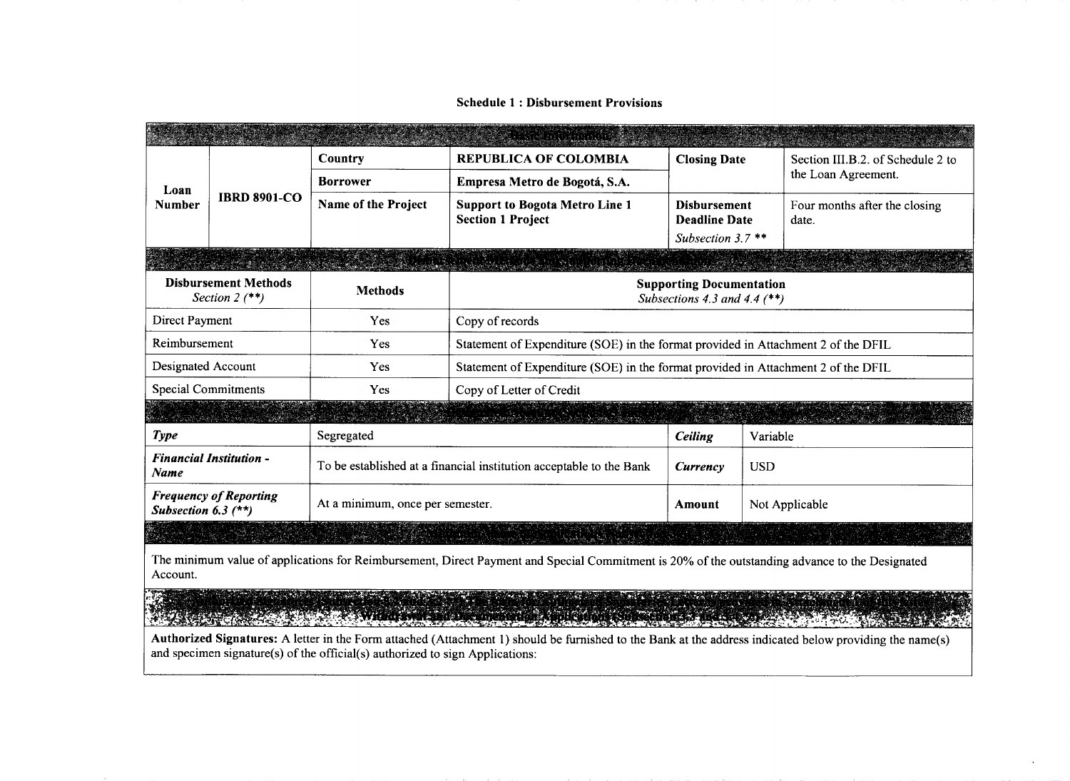**Schedule 1 : Disbursement Provisions**

| Basic Information | | | | | |
|---|---|---|---|---|---|
| Loan Number | IBRD 8901-CO | Country | REPUBLICA OF COLOMBIA | Closing Date | Section III.B.2. of Schedule 2 to the Loan Agreement. |
| | | Borrower | Empresa Metro de Bogotá, S.A. | | |
| | | Name of the Project | Support to Bogota Metro Line 1 Section 1 Project | Disbursement Deadline Date *Subsection 3.7 \*\** | Four months after the closing date. |

| Disbursement Methods and Supporting Documentation | | |
|---|---|---|
| **Disbursement Methods** *Section 2 (\*\*)* | **Methods** | **Supporting Documentation** *Subsections 4.3 and 4.4 (\*\*)* |
| Direct Payment | Yes | Copy of records |
| Reimbursement | Yes | Statement of Expenditure (SOE) in the format provided in Attachment 2 of the DFIL |
| Designated Account | Yes | Statement of Expenditure (SOE) in the format provided in Attachment 2 of the DFIL |
| Special Commitments | Yes | Copy of Letter of Credit |

| Designated Account (Subsection 5.3 (\*\*)) | | | |
|---|---|---|---|
| ***Type*** | Segregated | ***Ceiling*** | Variable |
| ***Financial Institution - Name*** | To be established at a financial institution acceptable to the Bank | ***Currency*** | USD |
| ***Frequency of Reporting Subsection 6.3 (\*\*)*** | At a minimum, once per semester. | **Amount** | Not Applicable |

**Minimum Value of Applications**

The minimum value of applications for Reimbursement, Direct Payment and Special Commitment is 20% of the outstanding advance to the Designated Account.

**Authorized Signatures and Processing of Withdrawal and Documentation Applications**

**Authorized Signatures:** A letter in the Form attached (Attachment 1) should be furnished to the Bank at the address indicated below providing the name(s) and specimen signature(s) of the official(s) authorized to sign Applications: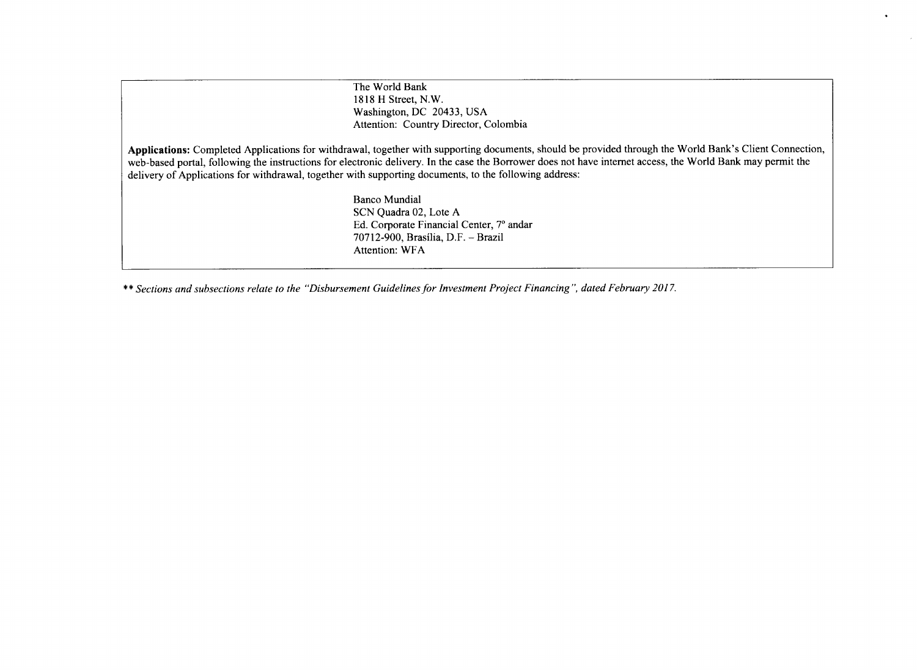The World Bank
1818 H Street, N.W.
Washington, DC 20433, USA
Attention: Country Director, Colombia

**Applications:** Completed Applications for withdrawal, together with supporting documents, should be provided through the World Bank's Client Connection, web-based portal, following the instructions for electronic delivery. In the case the Borrower does not have internet access, the World Bank may permit the delivery of Applications for withdrawal, together with supporting documents, to the following address:

Banco Mundial
SCN Quadra 02, Lote A
Ed. Corporate Financial Center, 7° andar
70712-900, Brasília, D.F. – Brazil
Attention: WFA

*** Sections and subsections relate to the "Disbursement Guidelines for Investment Project Financing", dated February 2017.*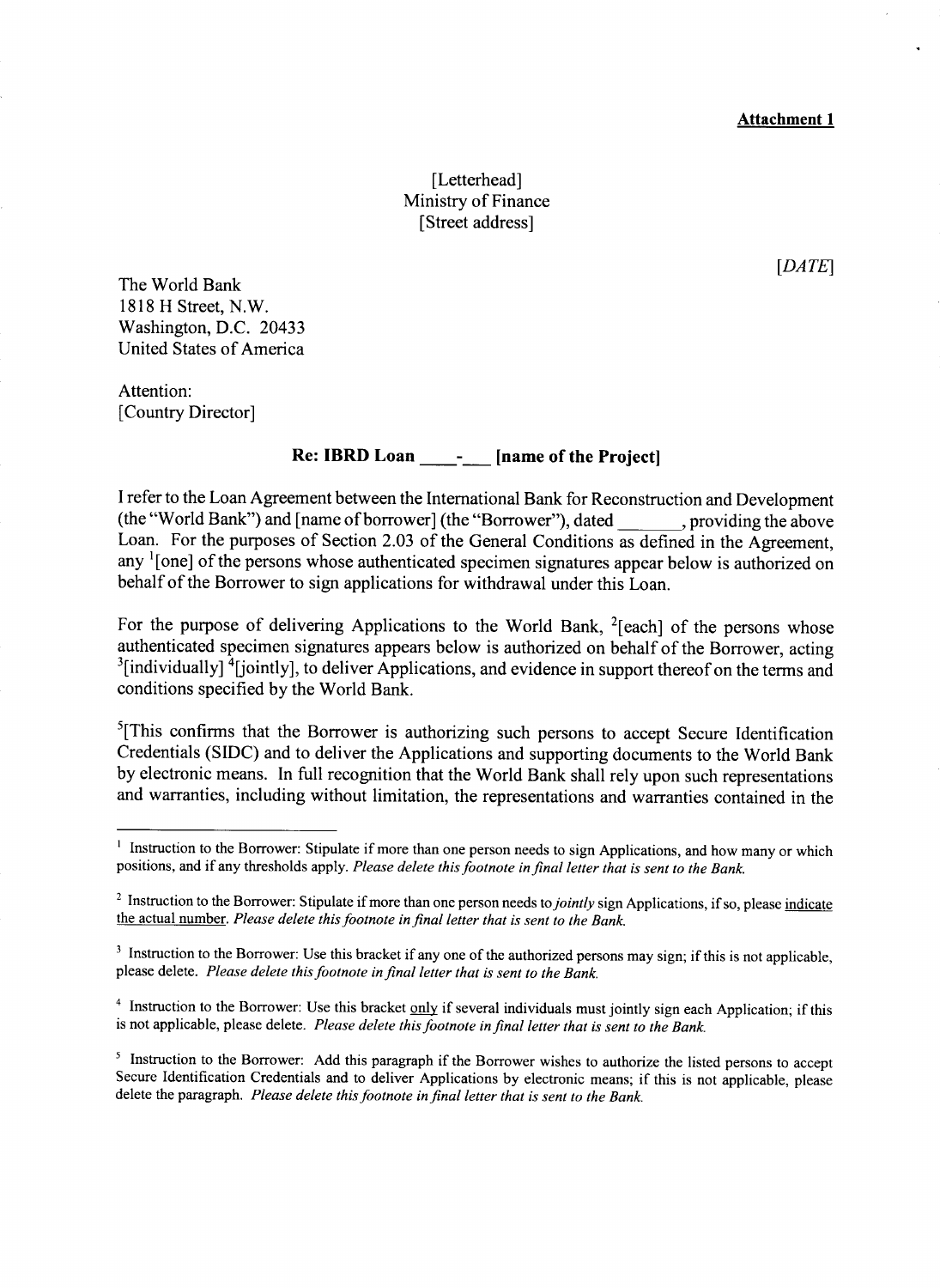**Attachment 1**

[Letterhead]
Ministry of Finance
[Street address]

*[DATE]*

The World Bank
1818 H Street, N.W.
Washington, D.C. 20433
United States of America

Attention:
[Country Director]

**Re: IBRD Loan \_\_\_\_-\_\_\_ [name of the Project]**

I refer to the Loan Agreement between the International Bank for Reconstruction and Development (the "World Bank") and [name of borrower] (the "Borrower"), dated \_\_\_\_\_\_\_, providing the above Loan. For the purposes of Section 2.03 of the General Conditions as defined in the Agreement, any [1][one] of the persons whose authenticated specimen signatures appear below is authorized on behalf of the Borrower to sign applications for withdrawal under this Loan.

For the purpose of delivering Applications to the World Bank, [2][each] of the persons whose authenticated specimen signatures appears below is authorized on behalf of the Borrower, acting [3][individually] [4][jointly], to deliver Applications, and evidence in support thereof on the terms and conditions specified by the World Bank.

[5][This confirms that the Borrower is authorizing such persons to accept Secure Identification Credentials (SIDC) and to deliver the Applications and supporting documents to the World Bank by electronic means. In full recognition that the World Bank shall rely upon such representations and warranties, including without limitation, the representations and warranties contained in the

---

[1] Instruction to the Borrower: Stipulate if more than one person needs to sign Applications, and how many or which positions, and if any thresholds apply. *Please delete this footnote in final letter that is sent to the Bank.*

[2] Instruction to the Borrower: Stipulate if more than one person needs to *jointly* sign Applications, if so, please indicate the actual number. *Please delete this footnote in final letter that is sent to the Bank.*

[3] Instruction to the Borrower: Use this bracket if any one of the authorized persons may sign; if this is not applicable, please delete. *Please delete this footnote in final letter that is sent to the Bank.*

[4] Instruction to the Borrower: Use this bracket only if several individuals must jointly sign each Application; if this is not applicable, please delete. *Please delete this footnote in final letter that is sent to the Bank.*

[5] Instruction to the Borrower: Add this paragraph if the Borrower wishes to authorize the listed persons to accept Secure Identification Credentials and to deliver Applications by electronic means; if this is not applicable, please delete the paragraph. *Please delete this footnote in final letter that is sent to the Bank.*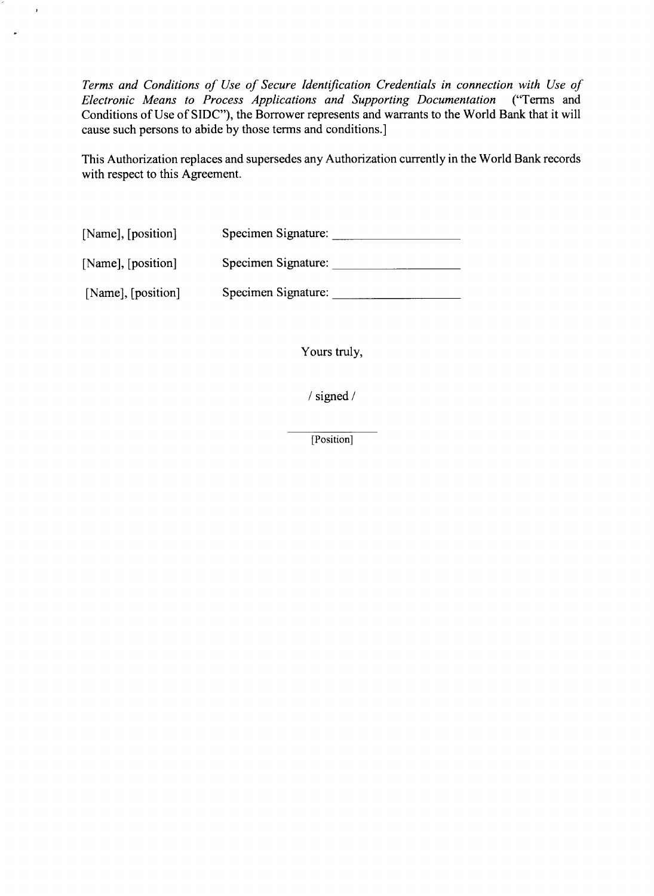*Terms and Conditions of Use of Secure Identification Credentials in connection with Use of Electronic Means to Process Applications and Supporting Documentation* ("Terms and Conditions of Use of SIDC"), the Borrower represents and warrants to the World Bank that it will cause such persons to abide by those terms and conditions.]

This Authorization replaces and supersedes any Authorization currently in the World Bank records with respect to this Agreement.

[Name], [position] Specimen Signature: ____________________

[Name], [position] Specimen Signature: ____________________

[Name], [position] Specimen Signature: ____________________

Yours truly,

/ signed /

______________
[Position]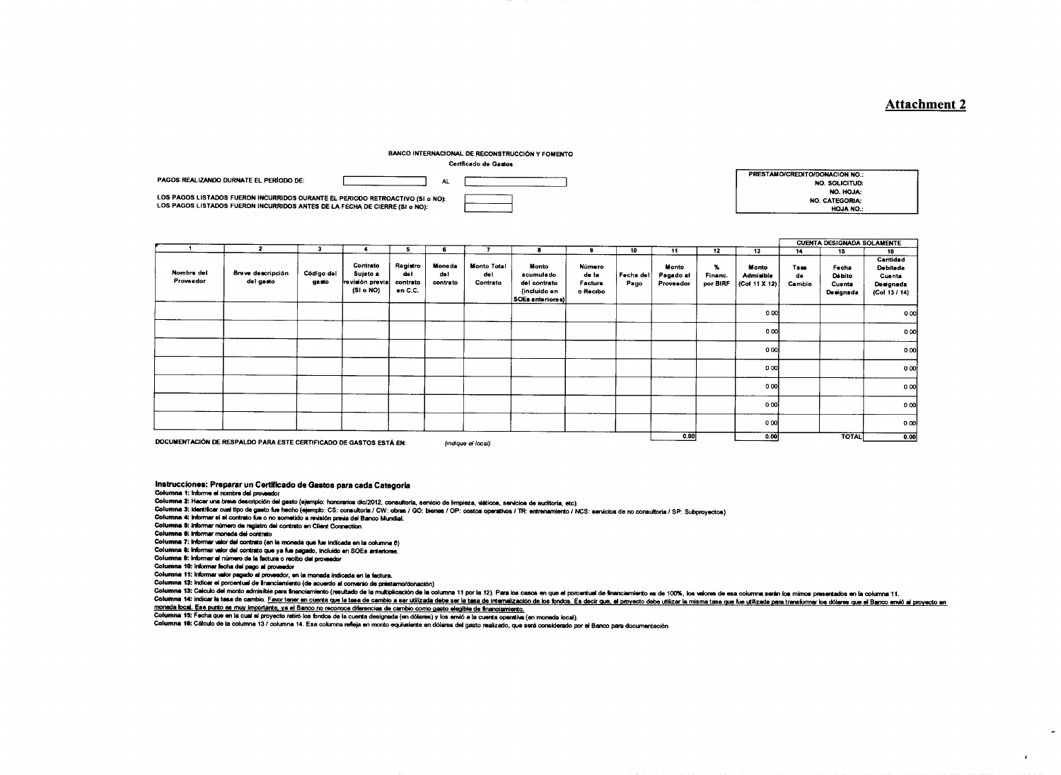# Attachment 2

**BANCO INTERNACIONAL DE RECONSTRUCCIÓN Y FOMENTO**

**Certificado de Gastos**

PAGOS REALIZANDO DURNATE EL PERÍODO DE: ______ AL ______

LOS PAGOS LISTADOS FUERON INCURRIDOS DURANTE EL PERIODO RETROACTIVO (SI o NO): ______

LOS PAGOS LISTADOS FUERON INCURRIDOS ANTES DE LA FECHA DE CIERRE (SI o NO): ______

PRESTAMO/CREDITO/DONACION NO.:
NO. SOLICITUD:
NO. HOJA:
NO. CATEGORIA:
HOJA NO.:

| | | | | | | | | | | | | | CUENTA DESIGNADA SOLAMENTE | | |
|---|---|---|---|---|---|---|---|---|---|---|---|---|---|---|---|
| 1 | 2 | 3 | 4 | 5 | 6 | 7 | 8 | 9 | 10 | 11 | 12 | 13 | 14 | 15 | 16 |
| Nombre del Proveedor | Breve descripción del gasto | Código del gasto | Contrato Sujeto a revisión previa (SI o NO) | Registro del contrato en C.C. | Moneda del contrato | Monto Total del Contrato | Monto acumulado del contrato (incluido en SOEs anteriores) | Número de la Factura o Recibo | Fecha del Pago | Monto Pagado al Proveedor | % Financ. por BIRF | Monto Admisible (Col 11 X 12) | Tasa de Cambio | Fecha Débito Cuenta Designada | Cantidad Debitada Cuenta Designada (Col 13 / 14) |
| | | | | | | | | | | | | 0.00 | | | 0.00 |
| | | | | | | | | | | | | 0.00 | | | 0.00 |
| | | | | | | | | | | | | 0.00 | | | 0.00 |
| | | | | | | | | | | | | 0.00 | | | 0.00 |
| | | | | | | | | | | | | 0.00 | | | 0.00 |
| | | | | | | | | | | | | 0.00 | | | 0.00 |
| | | | | | | | | | | | | 0.00 | | | 0.00 |
| | | | | | | | | | | 0.00 | | 0.00 | | TOTAL | 0.00 |

DOCUMENTACIÓN DE RESPALDO PARA ESTE CERTIFICADO DE GASTOS ESTÁ EN: *(indique el local)*

**Instrucciones: Preparar un Certificado de Gastos para cada Categoría**

**Columna 1:** Informe el nombre del proveedor
**Columna 2:** Hacer una breve descripción del gasto (ejemplo: honorarios dic/2012, consultoría, servicio de limpieza, viáticos, servicios de auditoría, etc).
**Columna 3:** Identificar cual tipo de gasto fue hecho (ejemplo: CS: consultoría / CW: obras / GO: bienes / OP: costos operativos / TR: entrenamiento / NCS: servicios de no consultoría / SP: Subproyectos)
**Columna 4:** Informar si el contrato fue o no sometido a revisión previa del Banco Mundial.
**Columna 5:** Informar número de registro del contrato en Client Connection
**Columna 6:** Informar moneda del contrato
**Columna 7:** Informar valor del contrato (en la moneda que fue indicada en la columna 6)
**Columna 8:** Informar valor del contrato que ya fue pagado, incluido en SOEs anteriores.
**Columna 9:** Informar el número de la factura o recibo del proveedor
**Columna 10:** Informar fecha del pago al proveedor
**Columna 11:** Informar valor pagado al proveedor, en la moneda indicada en la factura.
**Columna 12:** Indicar el porcentual de financiamiento (de acuerdo al convenio de préstamo/donación)
**Columna 13:** Calculo del monto admisible para financiamiento (resultado de la multiplicación de la columna 11 por la 12). Para los casos en que el porcentual de financiamiento es de 100%, los valores de esa columna serán los mimos presentados en la columna 11.
**Columna 14:** Indicar la tasa de cambio. <u>Favor tener en cuenta que la tasa de cambio a ser utilizada debe ser la tasa de internalización de los fondos. Es decir que, el proyecto debe utilizar la misma tasa que fue utilizada para transformar los dólares que el Banco envió al proyecto en moneda local. Ese punto es muy importante, ya el Banco no reconoce diferencias de cambio como gasto elegible de financiamiento.</u>
**Columna 15:** Fecha que en la cual el proyecto retiró los fondos de la cuenta designada (en dólares) y los envió a la cuenta operativa (en moneda local).
**Columna 16:** Cálculo de la columna 13 / columna 14. Esa columna refleja en monto equivalente en dólares del gasto realizado, que será considerado por el Banco para documentación.